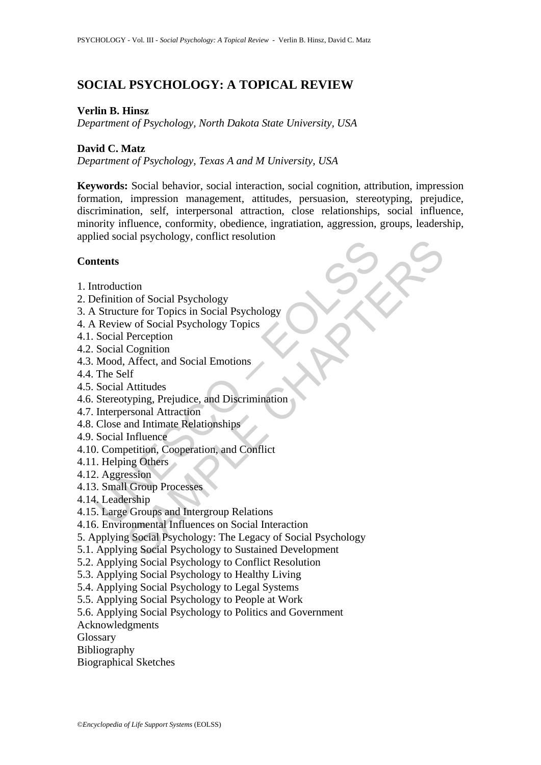# SOCIAL PSYCHOLOGY: A TOPICAL REVIEW

**Verlin B. Hinsz**

*Department of Psychology, North Dakota State University, USA*

**David C. Matz**

*Department of Psychology, Texas A and M University, USA*

**Keywords:** Social behavior, social interaction, social cognition, attribution, impression formation, impression management, attitudes, persuasion, stereotyping, prejudice, discrimination, self, interpersonal attraction, close relationships, social influence, minority influence, conformity, obedience, ingratiation, aggression, groups, leadership, applied social psychology, conflict resolution

## Contents

1. Introduction
2. Definition of Social Psychology
3. A Structure for Topics in Social Psychology
4. A Review of Social Psychology Topics
4.1. Social Perception
4.2. Social Cognition
4.3. Mood, Affect, and Social Emotions
4.4. The Self
4.5. Social Attitudes
4.6. Stereotyping, Prejudice, and Discrimination
4.7. Interpersonal Attraction
4.8. Close and Intimate Relationships
4.9. Social Influence
4.10. Competition, Cooperation, and Conflict
4.11. Helping Others
4.12. Aggression
4.13. Small Group Processes
4.14. Leadership
4.15. Large Groups and Intergroup Relations
4.16. Environmental Influences on Social Interaction
5. Applying Social Psychology: The Legacy of Social Psychology
5.1. Applying Social Psychology to Sustained Development
5.2. Applying Social Psychology to Conflict Resolution
5.3. Applying Social Psychology to Healthy Living
5.4. Applying Social Psychology to Legal Systems
5.5. Applying Social Psychology to People at Work
5.6. Applying Social Psychology to Politics and Government

Acknowledgments
Glossary
Bibliography
Biographical Sketches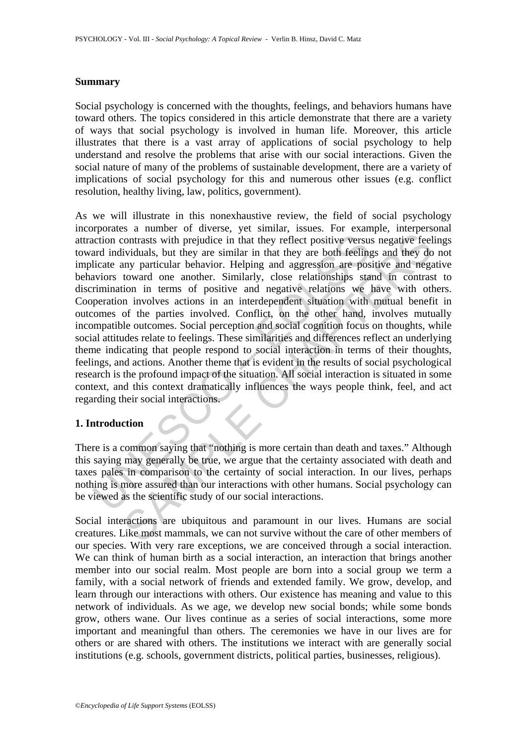### Summary

Social psychology is concerned with the thoughts, feelings, and behaviors humans have toward others. The topics considered in this article demonstrate that there are a variety of ways that social psychology is involved in human life. Moreover, this article illustrates that there is a vast array of applications of social psychology to help understand and resolve the problems that arise with our social interactions. Given the social nature of many of the problems of sustainable development, there are a variety of implications of social psychology for this and numerous other issues (e.g. conflict resolution, healthy living, law, politics, government).

As we will illustrate in this nonexhaustive review, the field of social psychology incorporates a number of diverse, yet similar, issues. For example, interpersonal attraction contrasts with prejudice in that they reflect positive versus negative feelings toward individuals, but they are similar in that they are both feelings and they do not implicate any particular behavior. Helping and aggression are positive and negative behaviors toward one another. Similarly, close relationships stand in contrast to discrimination in terms of positive and negative relations we have with others. Cooperation involves actions in an interdependent situation with mutual benefit in outcomes of the parties involved. Conflict, on the other hand, involves mutually incompatible outcomes. Social perception and social cognition focus on thoughts, while social attitudes relate to feelings. These similarities and differences reflect an underlying theme indicating that people respond to social interaction in terms of their thoughts, feelings, and actions. Another theme that is evident in the results of social psychological research is the profound impact of the situation. All social interaction is situated in some context, and this context dramatically influences the ways people think, feel, and act regarding their social interactions.

## 1. Introduction

There is a common saying that "nothing is more certain than death and taxes." Although this saying may generally be true, we argue that the certainty associated with death and taxes pales in comparison to the certainty of social interaction. In our lives, perhaps nothing is more assured than our interactions with other humans. Social psychology can be viewed as the scientific study of our social interactions.

Social interactions are ubiquitous and paramount in our lives. Humans are social creatures. Like most mammals, we can not survive without the care of other members of our species. With very rare exceptions, we are conceived through a social interaction. We can think of human birth as a social interaction, an interaction that brings another member into our social realm. Most people are born into a social group we term a family, with a social network of friends and extended family. We grow, develop, and learn through our interactions with others. Our existence has meaning and value to this network of individuals. As we age, we develop new social bonds; while some bonds grow, others wane. Our lives continue as a series of social interactions, some more important and meaningful than others. The ceremonies we have in our lives are for others or are shared with others. The institutions we interact with are generally social institutions (e.g. schools, government districts, political parties, businesses, religious).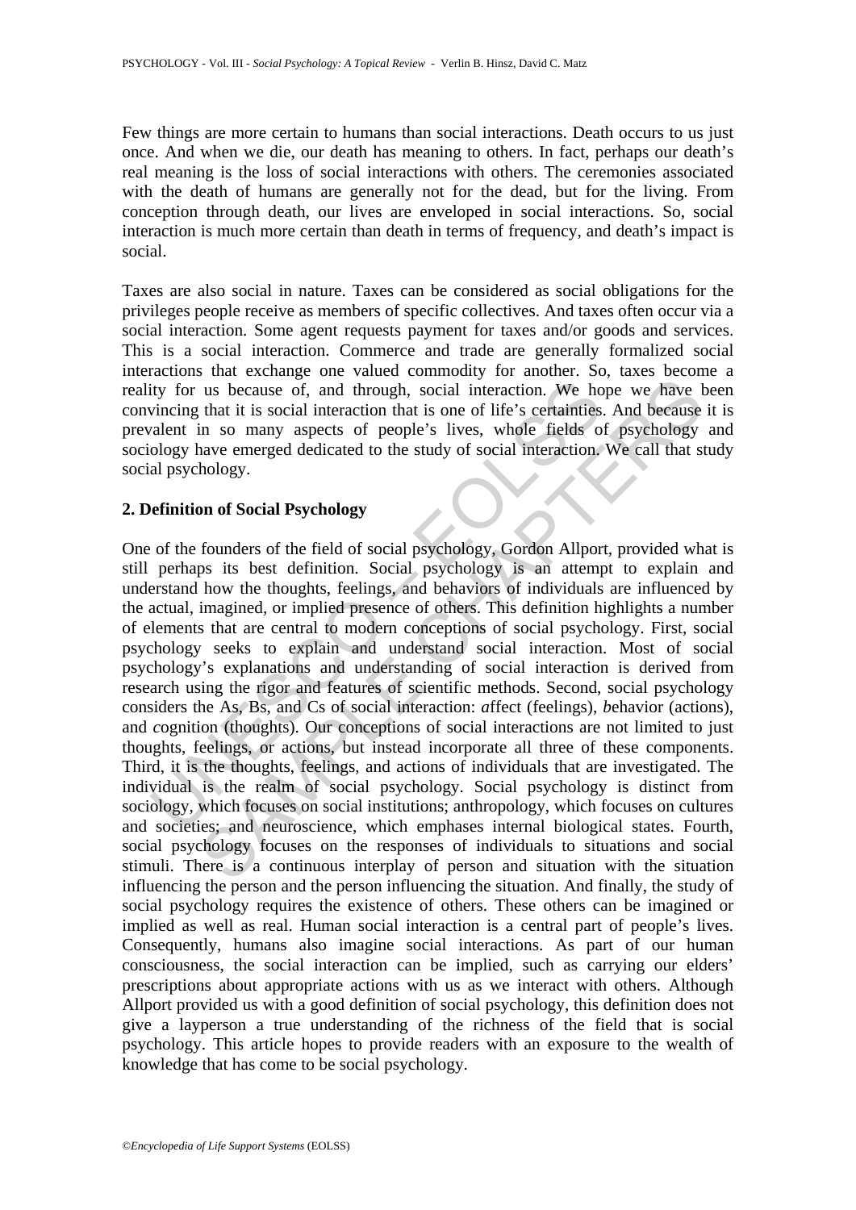Few things are more certain to humans than social interactions. Death occurs to us just once. And when we die, our death has meaning to others. In fact, perhaps our death's real meaning is the loss of social interactions with others. The ceremonies associated with the death of humans are generally not for the dead, but for the living. From conception through death, our lives are enveloped in social interactions. So, social interaction is much more certain than death in terms of frequency, and death's impact is social.

Taxes are also social in nature. Taxes can be considered as social obligations for the privileges people receive as members of specific collectives. And taxes often occur via a social interaction. Some agent requests payment for taxes and/or goods and services. This is a social interaction. Commerce and trade are generally formalized social interactions that exchange one valued commodity for another. So, taxes become a reality for us because of, and through, social interaction. We hope we have been convincing that it is social interaction that is one of life's certainties. And because it is prevalent in so many aspects of people's lives, whole fields of psychology and sociology have emerged dedicated to the study of social interaction. We call that study social psychology.

## 2. Definition of Social Psychology

One of the founders of the field of social psychology, Gordon Allport, provided what is still perhaps its best definition. Social psychology is an attempt to explain and understand how the thoughts, feelings, and behaviors of individuals are influenced by the actual, imagined, or implied presence of others. This definition highlights a number of elements that are central to modern conceptions of social psychology. First, social psychology seeks to explain and understand social interaction. Most of social psychology's explanations and understanding of social interaction is derived from research using the rigor and features of scientific methods. Second, social psychology considers the As, Bs, and Cs of social interaction: *a*ffect (feelings), *b*ehavior (actions), and *c*ognition (thoughts). Our conceptions of social interactions are not limited to just thoughts, feelings, or actions, but instead incorporate all three of these components. Third, it is the thoughts, feelings, and actions of individuals that are investigated. The individual is the realm of social psychology. Social psychology is distinct from sociology, which focuses on social institutions; anthropology, which focuses on cultures and societies; and neuroscience, which emphases internal biological states. Fourth, social psychology focuses on the responses of individuals to situations and social stimuli. There is a continuous interplay of person and situation with the situation influencing the person and the person influencing the situation. And finally, the study of social psychology requires the existence of others. These others can be imagined or implied as well as real. Human social interaction is a central part of people's lives. Consequently, humans also imagine social interactions. As part of our human consciousness, the social interaction can be implied, such as carrying our elders' prescriptions about appropriate actions with us as we interact with others. Although Allport provided us with a good definition of social psychology, this definition does not give a layperson a true understanding of the richness of the field that is social psychology. This article hopes to provide readers with an exposure to the wealth of knowledge that has come to be social psychology.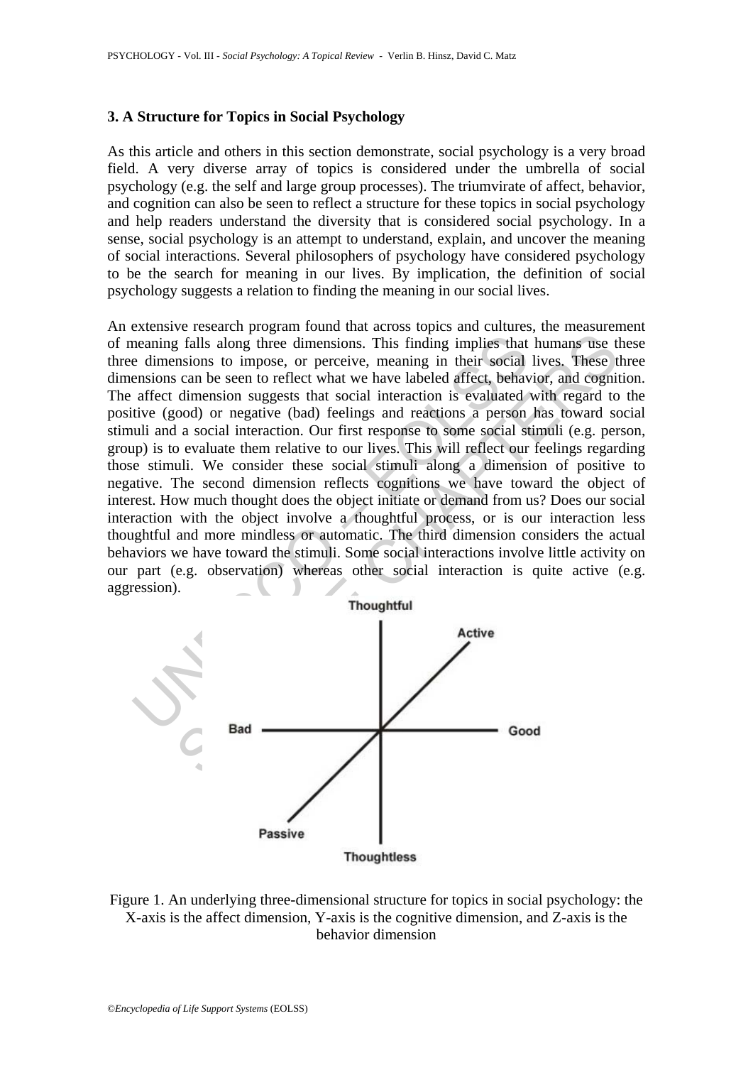### 3. A Structure for Topics in Social Psychology

As this article and others in this section demonstrate, social psychology is a very broad field. A very diverse array of topics is considered under the umbrella of social psychology (e.g. the self and large group processes). The triumvirate of affect, behavior, and cognition can also be seen to reflect a structure for these topics in social psychology and help readers understand the diversity that is considered social psychology. In a sense, social psychology is an attempt to understand, explain, and uncover the meaning of social interactions. Several philosophers of psychology have considered psychology to be the search for meaning in our lives. By implication, the definition of social psychology suggests a relation to finding the meaning in our social lives.

An extensive research program found that across topics and cultures, the measurement of meaning falls along three dimensions. This finding implies that humans use these three dimensions to impose, or perceive, meaning in their social lives. These three dimensions can be seen to reflect what we have labeled affect, behavior, and cognition. The affect dimension suggests that social interaction is evaluated with regard to the positive (good) or negative (bad) feelings and reactions a person has toward social stimuli and a social interaction. Our first response to some social stimuli (e.g. person, group) is to evaluate them relative to our lives. This will reflect our feelings regarding those stimuli. We consider these social stimuli along a dimension of positive to negative. The second dimension reflects cognitions we have toward the object of interest. How much thought does the object initiate or demand from us? Does our social interaction with the object involve a thoughtful process, or is our interaction less thoughtful and more mindless or automatic. The third dimension considers the actual behaviors we have toward the stimuli. Some social interactions involve little activity on our part (e.g. observation) whereas other social interaction is quite active (e.g. aggression).

Figure 1. An underlying three-dimensional structure for topics in social psychology: the X-axis is the affect dimension, Y-axis is the cognitive dimension, and Z-axis is the behavior dimension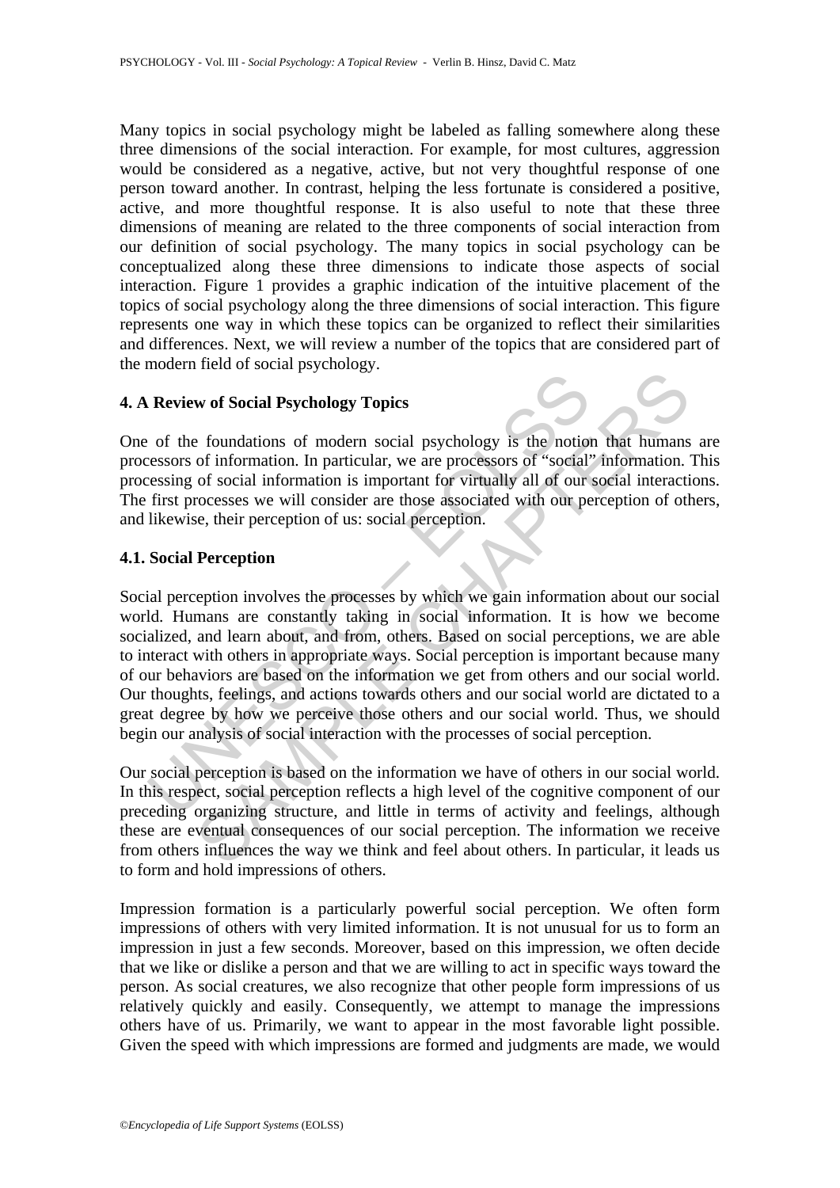Many topics in social psychology might be labeled as falling somewhere along these three dimensions of the social interaction. For example, for most cultures, aggression would be considered as a negative, active, but not very thoughtful response of one person toward another. In contrast, helping the less fortunate is considered a positive, active, and more thoughtful response. It is also useful to note that these three dimensions of meaning are related to the three components of social interaction from our definition of social psychology. The many topics in social psychology can be conceptualized along these three dimensions to indicate those aspects of social interaction. Figure 1 provides a graphic indication of the intuitive placement of the topics of social psychology along the three dimensions of social interaction. This figure represents one way in which these topics can be organized to reflect their similarities and differences. Next, we will review a number of the topics that are considered part of the modern field of social psychology.

## 4. A Review of Social Psychology Topics

One of the foundations of modern social psychology is the notion that humans are processors of information. In particular, we are processors of "social" information. This processing of social information is important for virtually all of our social interactions. The first processes we will consider are those associated with our perception of others, and likewise, their perception of us: social perception.

### 4.1. Social Perception

Social perception involves the processes by which we gain information about our social world. Humans are constantly taking in social information. It is how we become socialized, and learn about, and from, others. Based on social perceptions, we are able to interact with others in appropriate ways. Social perception is important because many of our behaviors are based on the information we get from others and our social world. Our thoughts, feelings, and actions towards others and our social world are dictated to a great degree by how we perceive those others and our social world. Thus, we should begin our analysis of social interaction with the processes of social perception.

Our social perception is based on the information we have of others in our social world. In this respect, social perception reflects a high level of the cognitive component of our preceding organizing structure, and little in terms of activity and feelings, although these are eventual consequences of our social perception. The information we receive from others influences the way we think and feel about others. In particular, it leads us to form and hold impressions of others.

Impression formation is a particularly powerful social perception. We often form impressions of others with very limited information. It is not unusual for us to form an impression in just a few seconds. Moreover, based on this impression, we often decide that we like or dislike a person and that we are willing to act in specific ways toward the person. As social creatures, we also recognize that other people form impressions of us relatively quickly and easily. Consequently, we attempt to manage the impressions others have of us. Primarily, we want to appear in the most favorable light possible. Given the speed with which impressions are formed and judgments are made, we would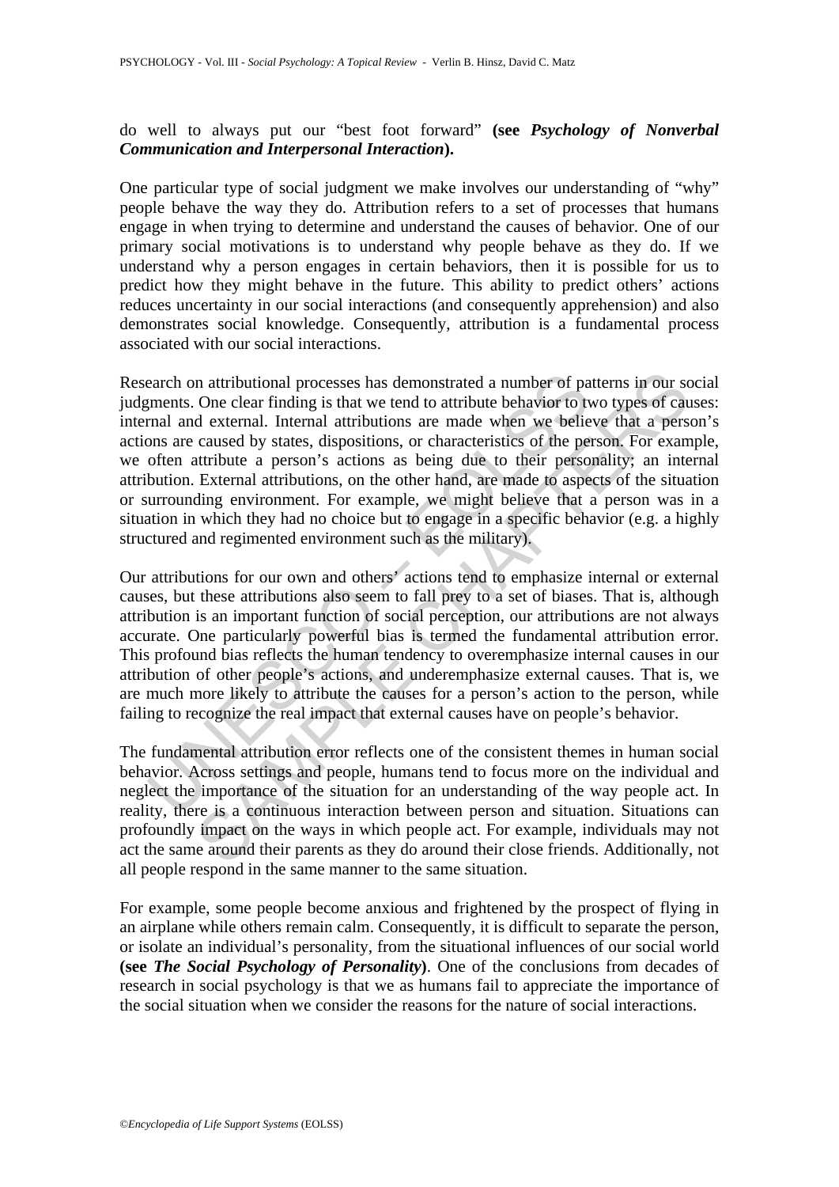do well to always put our "best foot forward" **(see *Psychology of Nonverbal Communication and Interpersonal Interaction*).**

One particular type of social judgment we make involves our understanding of "why" people behave the way they do. Attribution refers to a set of processes that humans engage in when trying to determine and understand the causes of behavior. One of our primary social motivations is to understand why people behave as they do. If we understand why a person engages in certain behaviors, then it is possible for us to predict how they might behave in the future. This ability to predict others' actions reduces uncertainty in our social interactions (and consequently apprehension) and also demonstrates social knowledge. Consequently, attribution is a fundamental process associated with our social interactions.

Research on attributional processes has demonstrated a number of patterns in our social judgments. One clear finding is that we tend to attribute behavior to two types of causes: internal and external. Internal attributions are made when we believe that a person's actions are caused by states, dispositions, or characteristics of the person. For example, we often attribute a person's actions as being due to their personality; an internal attribution. External attributions, on the other hand, are made to aspects of the situation or surrounding environment. For example, we might believe that a person was in a situation in which they had no choice but to engage in a specific behavior (e.g. a highly structured and regimented environment such as the military).

Our attributions for our own and others' actions tend to emphasize internal or external causes, but these attributions also seem to fall prey to a set of biases. That is, although attribution is an important function of social perception, our attributions are not always accurate. One particularly powerful bias is termed the fundamental attribution error. This profound bias reflects the human tendency to overemphasize internal causes in our attribution of other people's actions, and underemphasize external causes. That is, we are much more likely to attribute the causes for a person's action to the person, while failing to recognize the real impact that external causes have on people's behavior.

The fundamental attribution error reflects one of the consistent themes in human social behavior. Across settings and people, humans tend to focus more on the individual and neglect the importance of the situation for an understanding of the way people act. In reality, there is a continuous interaction between person and situation. Situations can profoundly impact on the ways in which people act. For example, individuals may not act the same around their parents as they do around their close friends. Additionally, not all people respond in the same manner to the same situation.

For example, some people become anxious and frightened by the prospect of flying in an airplane while others remain calm. Consequently, it is difficult to separate the person, or isolate an individual's personality, from the situational influences of our social world **(see *The Social Psychology of Personality*)**. One of the conclusions from decades of research in social psychology is that we as humans fail to appreciate the importance of the social situation when we consider the reasons for the nature of social interactions.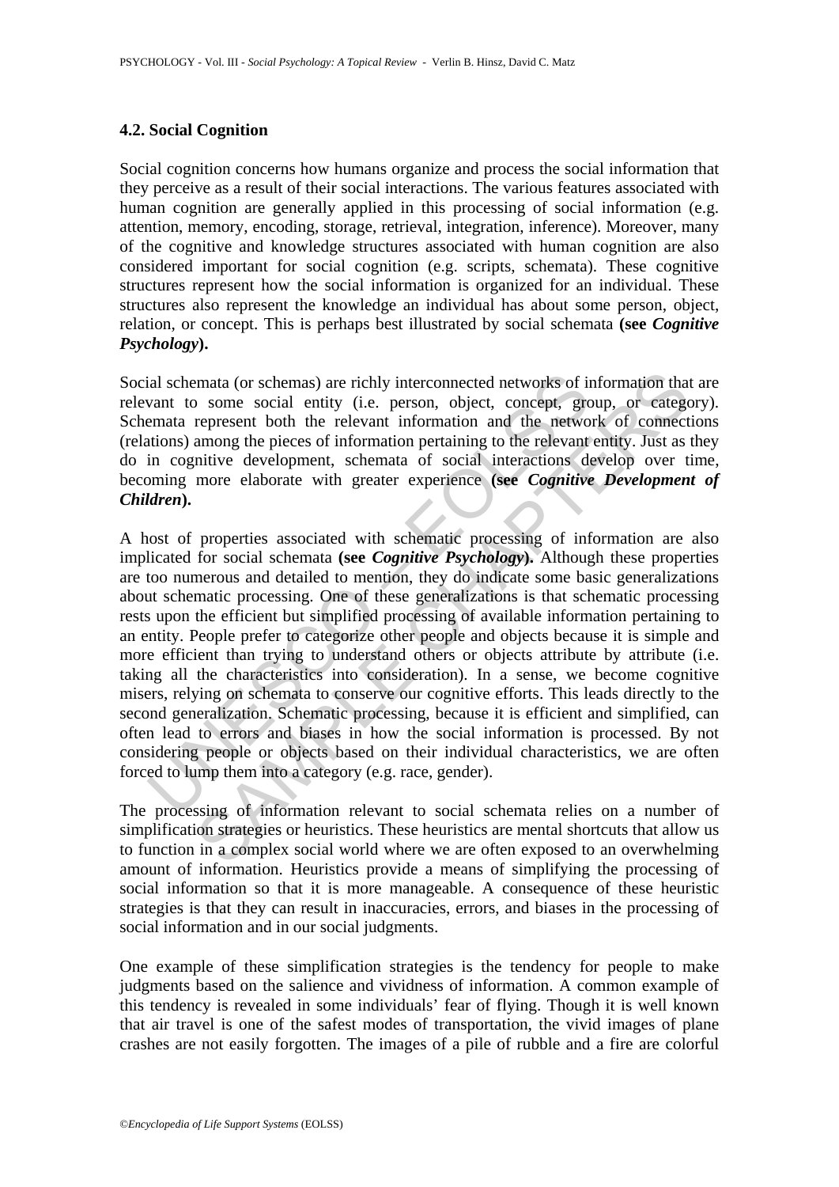### 4.2. Social Cognition

Social cognition concerns how humans organize and process the social information that they perceive as a result of their social interactions. The various features associated with human cognition are generally applied in this processing of social information (e.g. attention, memory, encoding, storage, retrieval, integration, inference). Moreover, many of the cognitive and knowledge structures associated with human cognition are also considered important for social cognition (e.g. scripts, schemata). These cognitive structures represent how the social information is organized for an individual. These structures also represent the knowledge an individual has about some person, object, relation, or concept. This is perhaps best illustrated by social schemata **(see *Cognitive Psychology*).**

Social schemata (or schemas) are richly interconnected networks of information that are relevant to some social entity (i.e. person, object, concept, group, or category). Schemata represent both the relevant information and the network of connections (relations) among the pieces of information pertaining to the relevant entity. Just as they do in cognitive development, schemata of social interactions develop over time, becoming more elaborate with greater experience **(see *Cognitive Development of Children*).**

A host of properties associated with schematic processing of information are also implicated for social schemata **(see *Cognitive Psychology*).** Although these properties are too numerous and detailed to mention, they do indicate some basic generalizations about schematic processing. One of these generalizations is that schematic processing rests upon the efficient but simplified processing of available information pertaining to an entity. People prefer to categorize other people and objects because it is simple and more efficient than trying to understand others or objects attribute by attribute (i.e. taking all the characteristics into consideration). In a sense, we become cognitive misers, relying on schemata to conserve our cognitive efforts. This leads directly to the second generalization. Schematic processing, because it is efficient and simplified, can often lead to errors and biases in how the social information is processed. By not considering people or objects based on their individual characteristics, we are often forced to lump them into a category (e.g. race, gender).

The processing of information relevant to social schemata relies on a number of simplification strategies or heuristics. These heuristics are mental shortcuts that allow us to function in a complex social world where we are often exposed to an overwhelming amount of information. Heuristics provide a means of simplifying the processing of social information so that it is more manageable. A consequence of these heuristic strategies is that they can result in inaccuracies, errors, and biases in the processing of social information and in our social judgments.

One example of these simplification strategies is the tendency for people to make judgments based on the salience and vividness of information. A common example of this tendency is revealed in some individuals' fear of flying. Though it is well known that air travel is one of the safest modes of transportation, the vivid images of plane crashes are not easily forgotten. The images of a pile of rubble and a fire are colorful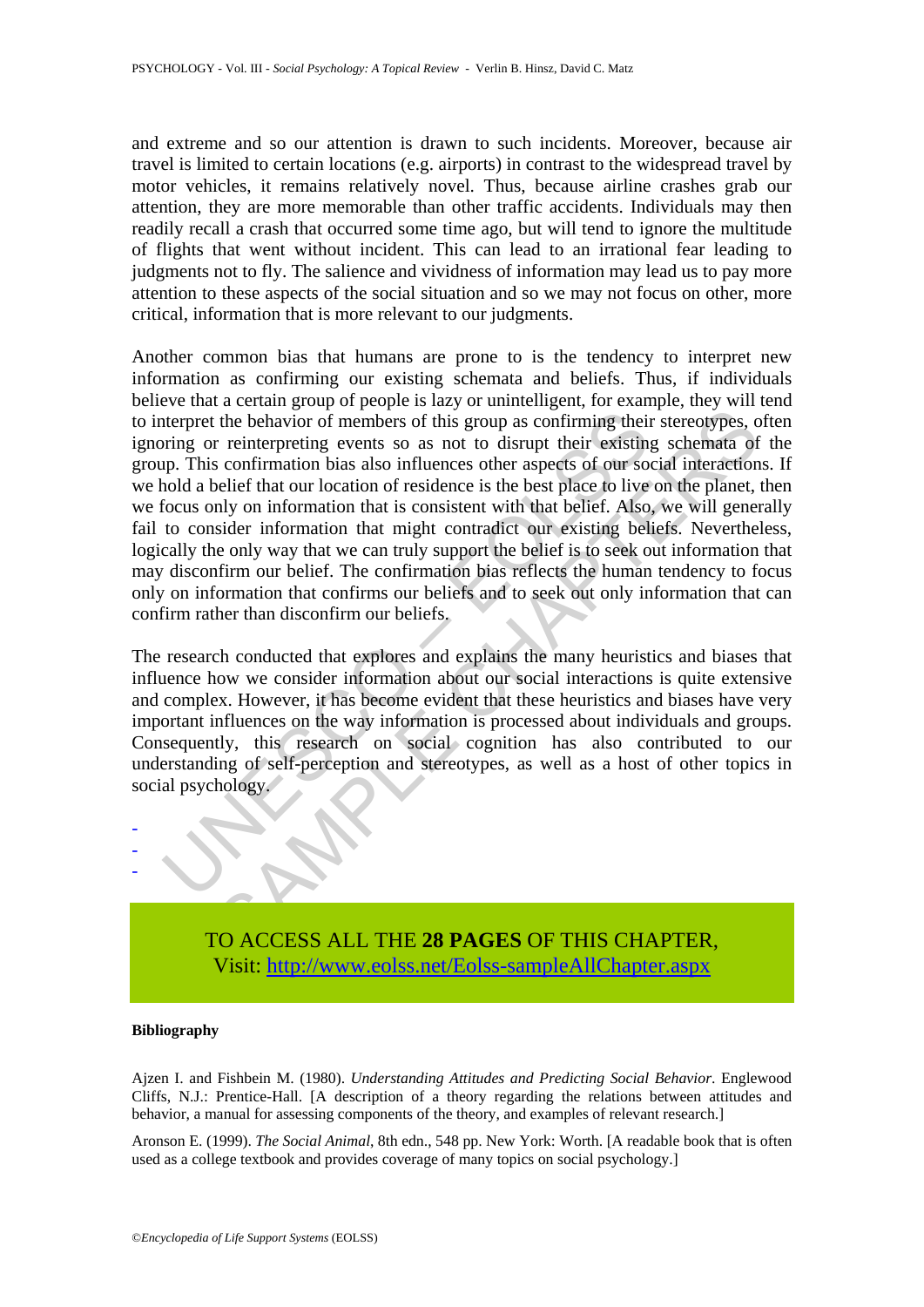and extreme and so our attention is drawn to such incidents. Moreover, because air travel is limited to certain locations (e.g. airports) in contrast to the widespread travel by motor vehicles, it remains relatively novel. Thus, because airline crashes grab our attention, they are more memorable than other traffic accidents. Individuals may then readily recall a crash that occurred some time ago, but will tend to ignore the multitude of flights that went without incident. This can lead to an irrational fear leading to judgments not to fly. The salience and vividness of information may lead us to pay more attention to these aspects of the social situation and so we may not focus on other, more critical, information that is more relevant to our judgments.

Another common bias that humans are prone to is the tendency to interpret new information as confirming our existing schemata and beliefs. Thus, if individuals believe that a certain group of people is lazy or unintelligent, for example, they will tend to interpret the behavior of members of this group as confirming their stereotypes, often ignoring or reinterpreting events so as not to disrupt their existing schemata of the group. This confirmation bias also influences other aspects of our social interactions. If we hold a belief that our location of residence is the best place to live on the planet, then we focus only on information that is consistent with that belief. Also, we will generally fail to consider information that might contradict our existing beliefs. Nevertheless, logically the only way that we can truly support the belief is to seek out information that may disconfirm our belief. The confirmation bias reflects the human tendency to focus only on information that confirms our beliefs and to seek out only information that can confirm rather than disconfirm our beliefs.

The research conducted that explores and explains the many heuristics and biases that influence how we consider information about our social interactions is quite extensive and complex. However, it has become evident that these heuristics and biases have very important influences on the way information is processed about individuals and groups. Consequently, this research on social cognition has also contributed to our understanding of self-perception and stereotypes, as well as a host of other topics in social psychology.

-
-
-

TO ACCESS ALL THE **28 PAGES** OF THIS CHAPTER,
Visit: http://www.eolss.net/Eolss-sampleAllChapter.aspx

**Bibliography**

Ajzen I. and Fishbein M. (1980). *Understanding Attitudes and Predicting Social Behavior*. Englewood Cliffs, N.J.: Prentice-Hall. [A description of a theory regarding the relations between attitudes and behavior, a manual for assessing components of the theory, and examples of relevant research.]

Aronson E. (1999). *The Social Animal*, 8th edn., 548 pp. New York: Worth. [A readable book that is often used as a college textbook and provides coverage of many topics on social psychology.]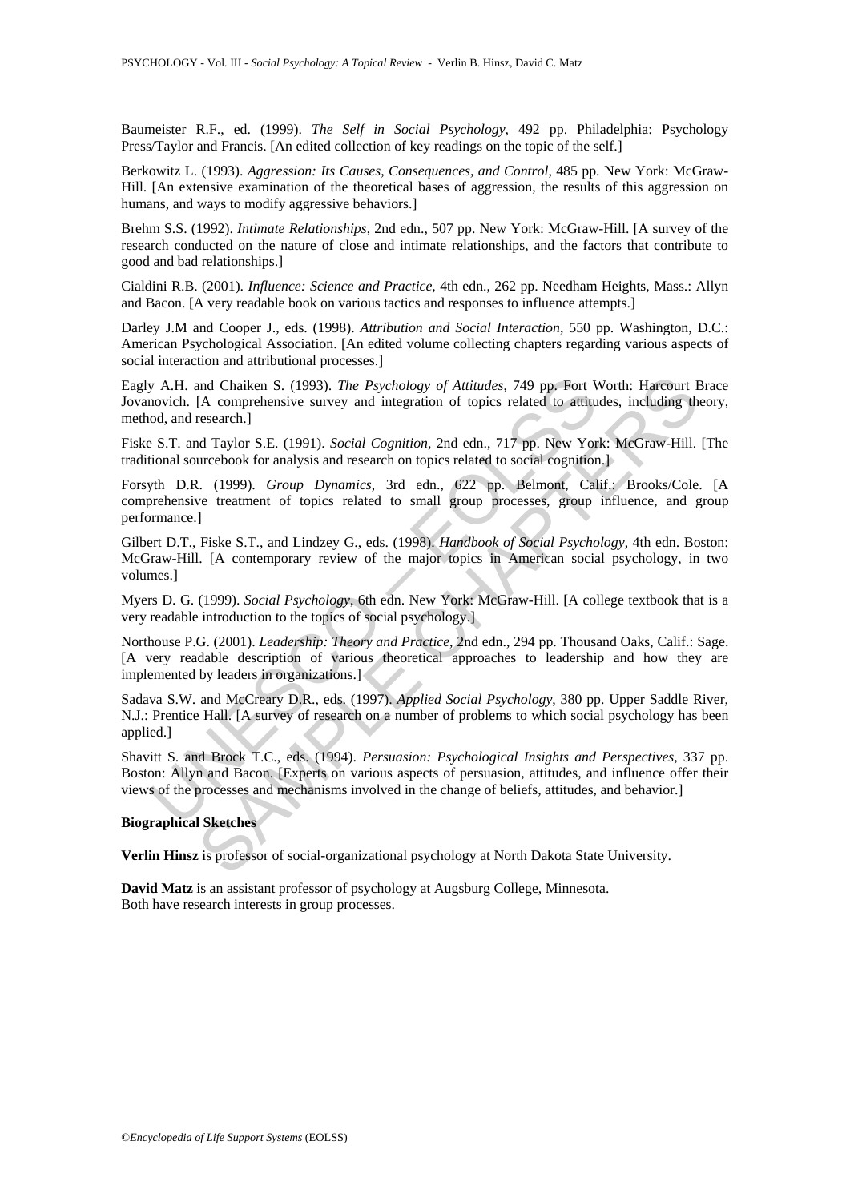Baumeister R.F., ed. (1999). *The Self in Social Psychology*, 492 pp. Philadelphia: Psychology Press/Taylor and Francis. [An edited collection of key readings on the topic of the self.]

Berkowitz L. (1993). *Aggression: Its Causes, Consequences, and Control*, 485 pp. New York: McGraw-Hill. [An extensive examination of the theoretical bases of aggression, the results of this aggression on humans, and ways to modify aggressive behaviors.]

Brehm S.S. (1992). *Intimate Relationships*, 2nd edn., 507 pp. New York: McGraw-Hill. [A survey of the research conducted on the nature of close and intimate relationships, and the factors that contribute to good and bad relationships.]

Cialdini R.B. (2001). *Influence: Science and Practice*, 4th edn., 262 pp. Needham Heights, Mass.: Allyn and Bacon. [A very readable book on various tactics and responses to influence attempts.]

Darley J.M and Cooper J., eds. (1998). *Attribution and Social Interaction*, 550 pp. Washington, D.C.: American Psychological Association. [An edited volume collecting chapters regarding various aspects of social interaction and attributional processes.]

Eagly A.H. and Chaiken S. (1993). *The Psychology of Attitudes*, 749 pp. Fort Worth: Harcourt Brace Jovanovich. [A comprehensive survey and integration of topics related to attitudes, including theory, method, and research.]

Fiske S.T. and Taylor S.E. (1991). *Social Cognition*, 2nd edn., 717 pp. New York: McGraw-Hill. [The traditional sourcebook for analysis and research on topics related to social cognition.]

Forsyth D.R. (1999). *Group Dynamics*, 3rd edn., 622 pp. Belmont, Calif.: Brooks/Cole. [A comprehensive treatment of topics related to small group processes, group influence, and group performance.]

Gilbert D.T., Fiske S.T., and Lindzey G., eds. (1998). *Handbook of Social Psychology*, 4th edn. Boston: McGraw-Hill. [A contemporary review of the major topics in American social psychology, in two volumes.]

Myers D. G. (1999). *Social Psychology*, 6th edn. New York: McGraw-Hill. [A college textbook that is a very readable introduction to the topics of social psychology.]

Northouse P.G. (2001). *Leadership: Theory and Practice*, 2nd edn., 294 pp. Thousand Oaks, Calif.: Sage. [A very readable description of various theoretical approaches to leadership and how they are implemented by leaders in organizations.]

Sadava S.W. and McCreary D.R., eds. (1997). *Applied Social Psychology*, 380 pp. Upper Saddle River, N.J.: Prentice Hall. [A survey of research on a number of problems to which social psychology has been applied.]

Shavitt S. and Brock T.C., eds. (1994). *Persuasion: Psychological Insights and Perspectives*, 337 pp. Boston: Allyn and Bacon. [Experts on various aspects of persuasion, attitudes, and influence offer their views of the processes and mechanisms involved in the change of beliefs, attitudes, and behavior.]

**Biographical Sketches**

**Verlin Hinsz** is professor of social-organizational psychology at North Dakota State University.

**David Matz** is an assistant professor of psychology at Augsburg College, Minnesota.
Both have research interests in group processes.